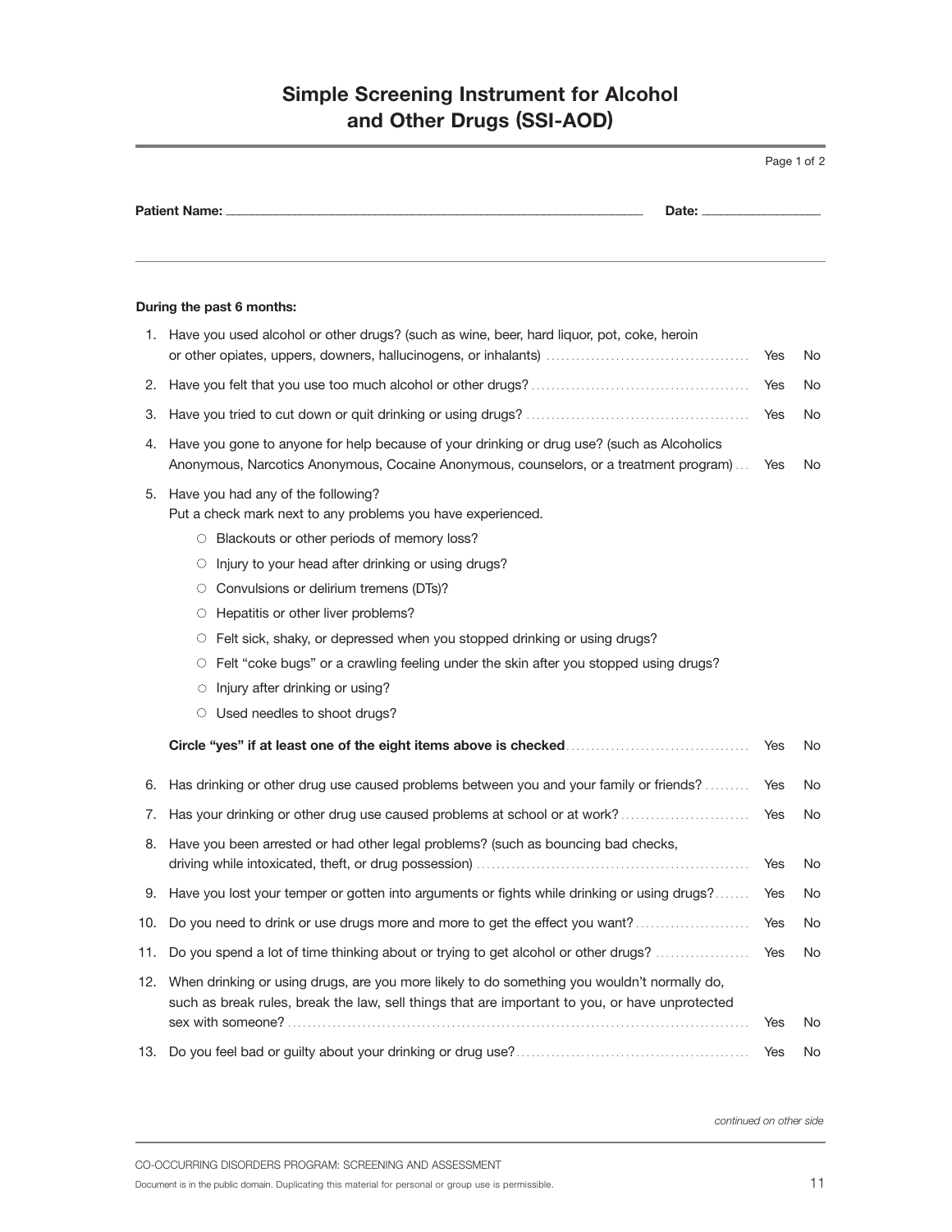# Simple Screening Instrument for Alcohol and Other Drugs (SSI-AOD)

**Patient Name:** ______________________________ **Date:** ______________

**During the past 6 months:**

1. Have you used alcohol or other drugs? (such as wine, beer, hard liquor, pot, coke, heroin or other opiates, uppers, downers, hallucinogens, or inhalants) ........ Yes No
2. Have you felt that you use too much alcohol or other drugs? ........ Yes No
3. Have you tried to cut down or quit drinking or using drugs? ........ Yes No
4. Have you gone to anyone for help because of your drinking or drug use? (such as Alcoholics Anonymous, Narcotics Anonymous, Cocaine Anonymous, counselors, or a treatment program) ........ Yes No
5. Have you had any of the following?
   Put a check mark next to any problems you have experienced.
   - ○ Blackouts or other periods of memory loss?
   - ○ Injury to your head after drinking or using drugs?
   - ○ Convulsions or delirium tremens (DTs)?
   - ○ Hepatitis or other liver problems?
   - ○ Felt sick, shaky, or depressed when you stopped drinking or using drugs?
   - ○ Felt "coke bugs" or a crawling feeling under the skin after you stopped using drugs?
   - ○ Injury after drinking or using?
   - ○ Used needles to shoot drugs?

   **Circle "yes" if at least one of the eight items above is checked** ........ Yes No

6. Has drinking or other drug use caused problems between you and your family or friends? ........ Yes No
7. Has your drinking or other drug use caused problems at school or at work? ........ Yes No
8. Have you been arrested or had other legal problems? (such as bouncing bad checks, driving while intoxicated, theft, or drug possession) ........ Yes No
9. Have you lost your temper or gotten into arguments or fights while drinking or using drugs? ........ Yes No
10. Do you need to drink or use drugs more and more to get the effect you want? ........ Yes No
11. Do you spend a lot of time thinking about or trying to get alcohol or other drugs? ........ Yes No
12. When drinking or using drugs, are you more likely to do something you wouldn't normally do, such as break rules, break the law, sell things that are important to you, or have unprotected sex with someone? ........ Yes No
13. Do you feel bad or guilty about your drinking or drug use? ........ Yes No

*continued on other side*

CO-OCCURRING DISORDERS PROGRAM: SCREENING AND ASSESSMENT

Document is in the public domain. Duplicating this material for personal or group use is permissible.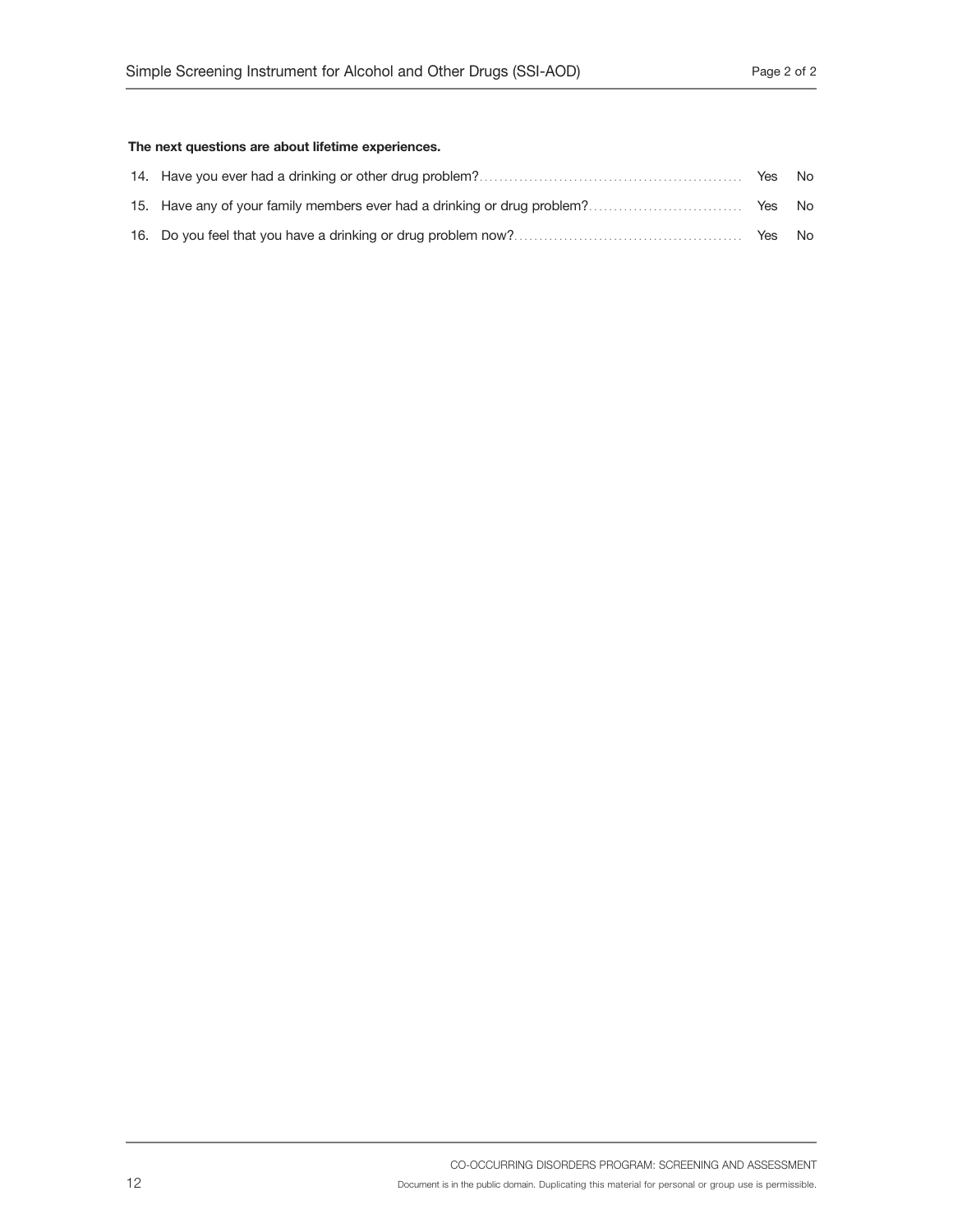**The next questions are about lifetime experiences.**

| | | |
|---|---|---|
| 14. Have you ever had a drinking or other drug problem? | Yes | No |
| 15. Have any of your family members ever had a drinking or drug problem? | Yes | No |
| 16. Do you feel that you have a drinking or drug problem now? | Yes | No |